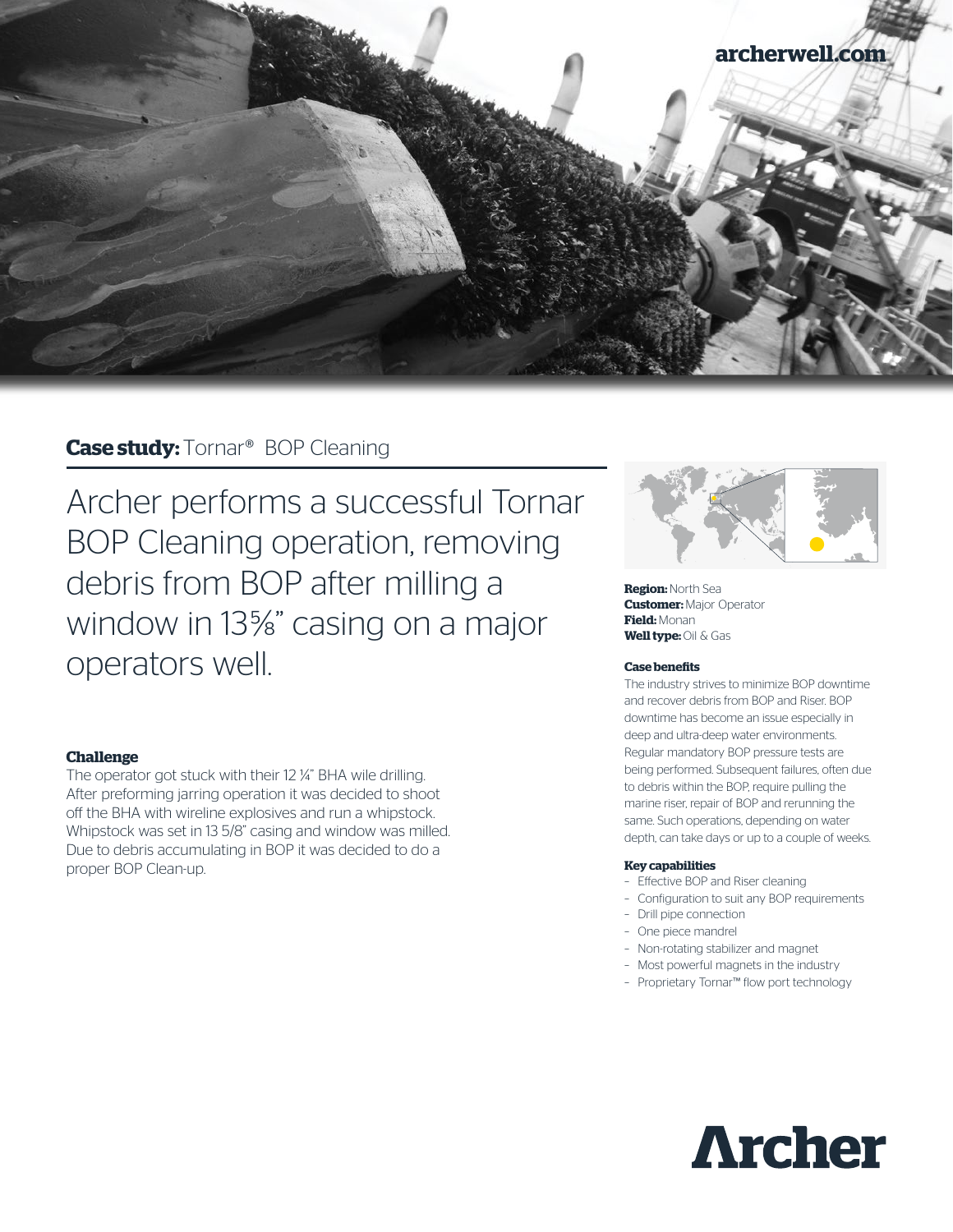archerwell.com

**Case study:** Tornar® BOP Cleaning

# Archer performs a successful Tornar BOP Cleaning operation, removing debris from BOP after milling a window in 13⅝" casing on a major operators well.

**Region:** North Sea
**Customer:** Major Operator
**Field:** Monan
**Well type:** Oil & Gas

### Challenge

The operator got stuck with their 12 ¼" BHA wile drilling. After preforming jarring operation it was decided to shoot off the BHA with wireline explosives and run a whipstock. Whipstock was set in 13 5/8" casing and window was milled. Due to debris accumulating in BOP it was decided to do a proper BOP Clean-up.

### Case benefits

The industry strives to minimize BOP downtime and recover debris from BOP and Riser. BOP downtime has become an issue especially in deep and ultra-deep water environments. Regular mandatory BOP pressure tests are being performed. Subsequent failures, often due to debris within the BOP, require pulling the marine riser, repair of BOP and rerunning the same. Such operations, depending on water depth, can take days or up to a couple of weeks.

### Key capabilities

- Effective BOP and Riser cleaning
- Configuration to suit any BOP requirements
- Drill pipe connection
- One piece mandrel
- Non-rotating stabilizer and magnet
- Most powerful magnets in the industry
- Proprietary Tornar™ flow port technology

Archer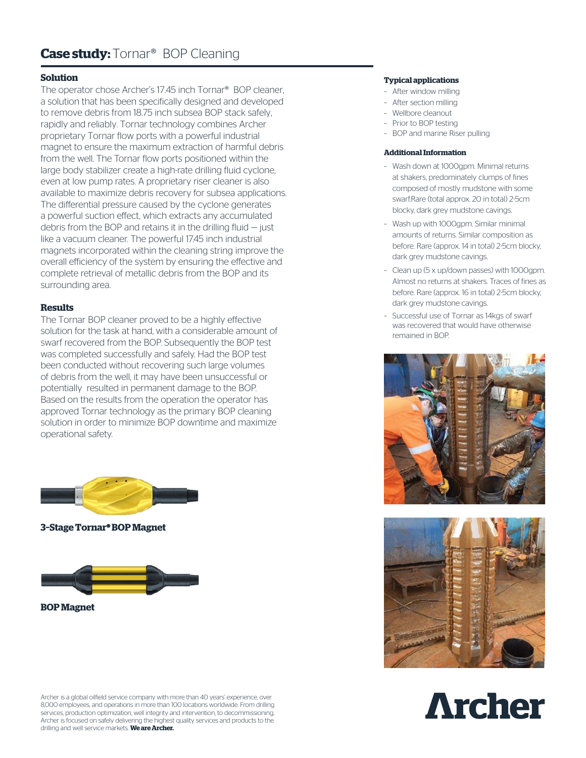# **Case study:** Tornar® BOP Cleaning

### Solution

The operator chose Archer's 17.45 inch Tornar® BOP cleaner, a solution that has been specifically designed and developed to remove debris from 18.75 inch subsea BOP stack safely, rapidly and reliably. Tornar technology combines Archer proprietary Tornar flow ports with a powerful industrial magnet to ensure the maximum extraction of harmful debris from the well. The Tornar flow ports positioned within the large body stabilizer create a high-rate drilling fluid cyclone, even at low pump rates. A proprietary riser cleaner is also available to maximize debris recovery for subsea applications. The differential pressure caused by the cyclone generates a powerful suction effect, which extracts any accumulated debris from the BOP and retains it in the drilling fluid – just like a vacuum cleaner. The powerful 17.45 inch industrial magnets incorporated within the cleaning string improve the overall efficiency of the system by ensuring the effective and complete retrieval of metallic debris from the BOP and its surrounding area.

### Results

The Tornar BOP cleaner proved to be a highly effective solution for the task at hand, with a considerable amount of swarf recovered from the BOP. Subsequently the BOP test was completed successfully and safely. Had the BOP test been conducted without recovering such large volumes of debris from the well, it may have been unsuccessful or potentially resulted in permanent damage to the BOP. Based on the results from the operation the operator has approved Tornar technology as the primary BOP cleaning solution in order to minimize BOP downtime and maximize operational safety.

**3-Stage Tornar® BOP Magnet**

**BOP Magnet**

### Typical applications

- After window milling
- After section milling
- Wellbore cleanout
- Prior to BOP testing
- BOP and marine Riser pulling

#### Additional Information

- Wash down at 1000gpm. Minimal returns at shakers, predominately clumps of fines composed of mostly mudstone with some swarf.Rare (total approx. 20 in total) 2-5cm blocky, dark grey mudstone cavings.
- Wash up with 1000gpm. Similar minimal amounts of returns. Similar composition as before. Rare (approx. 14 in total) 2-5cm blocky, dark grey mudstone cavings.
- Clean up (5 x up/down passes) with 1000gpm. Almost no returns at shakers. Traces of fines as before. Rare (approx. 16 in total) 2-5cm blocky, dark grey mudstone cavings.
- Successful use of Tornar as 14kgs of swarf was recovered that would have otherwise remained in BOP.

Archer is a global oilfield service company with more than 40 years' experience, over 8,000 employees, and operations in more than 100 locations worldwide. From drilling services, production optimization, well integrity and intervention, to decommissioning, Archer is focused on safely delivering the highest quality services and products to the drilling and well service markets. **We are Archer.**

Archer